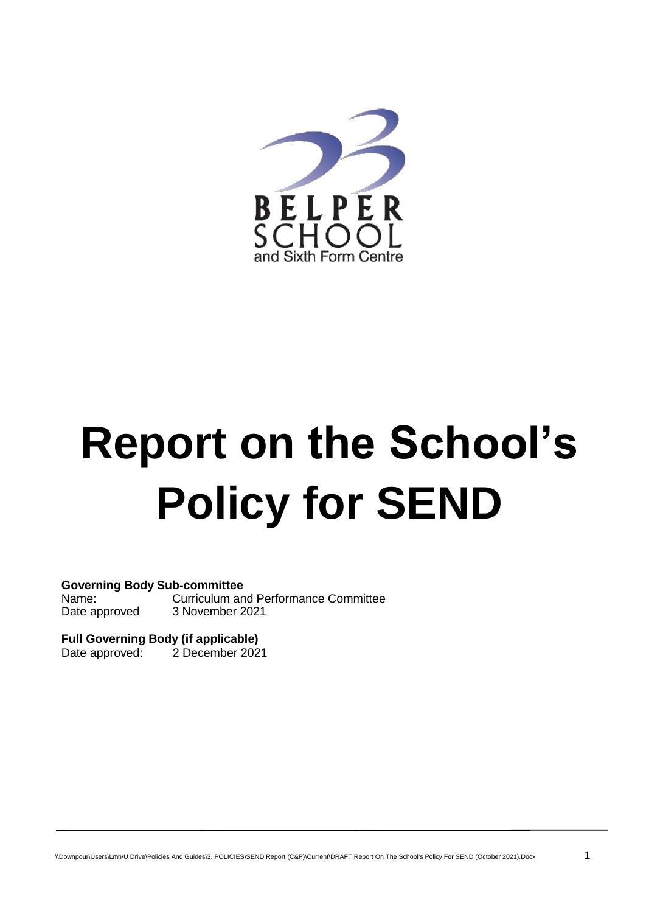BELPER SCHOOL
and Sixth Form Centre

# Report on the School's Policy for SEND

**Governing Body Sub-committee**
Name: Curriculum and Performance Committee
Date approved 3 November 2021

**Full Governing Body (if applicable)**
Date approved: 2 December 2021

\\Downpour\Users\Lmh\U Drive\Policies And Guides\3. POLICIES\SEND Report (C&P)\Current\DRAFT Report On The School's Policy For SEND (October 2021).Docx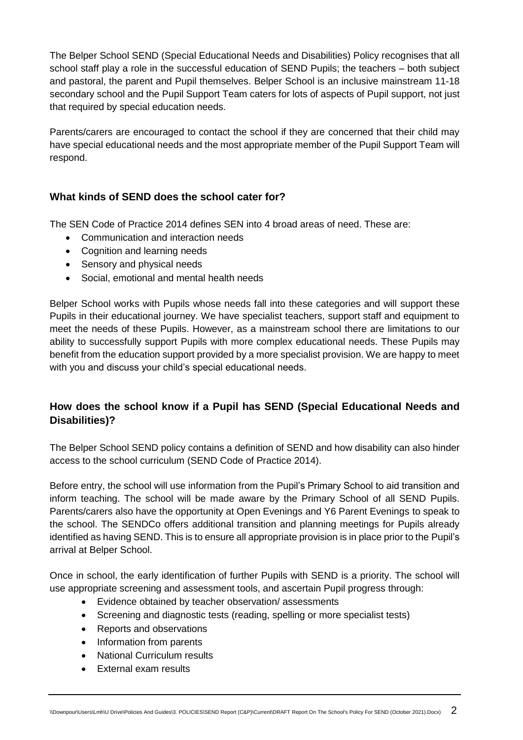The Belper School SEND (Special Educational Needs and Disabilities) Policy recognises that all school staff play a role in the successful education of SEND Pupils; the teachers – both subject and pastoral, the parent and Pupil themselves. Belper School is an inclusive mainstream 11-18 secondary school and the Pupil Support Team caters for lots of aspects of Pupil support, not just that required by special education needs.

Parents/carers are encouraged to contact the school if they are concerned that their child may have special educational needs and the most appropriate member of the Pupil Support Team will respond.

### What kinds of SEND does the school cater for?

The SEN Code of Practice 2014 defines SEN into 4 broad areas of need. These are:

- Communication and interaction needs
- Cognition and learning needs
- Sensory and physical needs
- Social, emotional and mental health needs

Belper School works with Pupils whose needs fall into these categories and will support these Pupils in their educational journey. We have specialist teachers, support staff and equipment to meet the needs of these Pupils. However, as a mainstream school there are limitations to our ability to successfully support Pupils with more complex educational needs. These Pupils may benefit from the education support provided by a more specialist provision. We are happy to meet with you and discuss your child's special educational needs.

### How does the school know if a Pupil has SEND (Special Educational Needs and Disabilities)?

The Belper School SEND policy contains a definition of SEND and how disability can also hinder access to the school curriculum (SEND Code of Practice 2014).

Before entry, the school will use information from the Pupil's Primary School to aid transition and inform teaching. The school will be made aware by the Primary School of all SEND Pupils. Parents/carers also have the opportunity at Open Evenings and Y6 Parent Evenings to speak to the school. The SENDCo offers additional transition and planning meetings for Pupils already identified as having SEND. This is to ensure all appropriate provision is in place prior to the Pupil's arrival at Belper School.

Once in school, the early identification of further Pupils with SEND is a priority. The school will use appropriate screening and assessment tools, and ascertain Pupil progress through:

- Evidence obtained by teacher observation/ assessments
- Screening and diagnostic tests (reading, spelling or more specialist tests)
- Reports and observations
- Information from parents
- National Curriculum results
- External exam results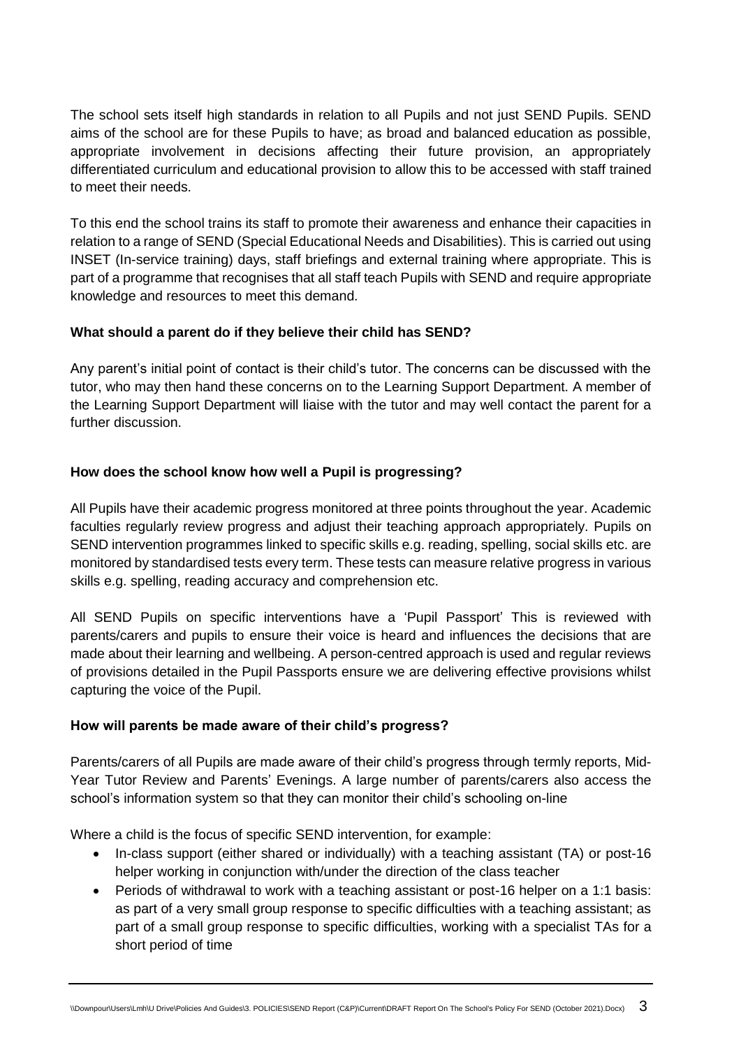The school sets itself high standards in relation to all Pupils and not just SEND Pupils. SEND aims of the school are for these Pupils to have; as broad and balanced education as possible, appropriate involvement in decisions affecting their future provision, an appropriately differentiated curriculum and educational provision to allow this to be accessed with staff trained to meet their needs.

To this end the school trains its staff to promote their awareness and enhance their capacities in relation to a range of SEND (Special Educational Needs and Disabilities). This is carried out using INSET (In-service training) days, staff briefings and external training where appropriate. This is part of a programme that recognises that all staff teach Pupils with SEND and require appropriate knowledge and resources to meet this demand.

**What should a parent do if they believe their child has SEND?**

Any parent's initial point of contact is their child's tutor. The concerns can be discussed with the tutor, who may then hand these concerns on to the Learning Support Department. A member of the Learning Support Department will liaise with the tutor and may well contact the parent for a further discussion.

**How does the school know how well a Pupil is progressing?**

All Pupils have their academic progress monitored at three points throughout the year. Academic faculties regularly review progress and adjust their teaching approach appropriately. Pupils on SEND intervention programmes linked to specific skills e.g. reading, spelling, social skills etc. are monitored by standardised tests every term. These tests can measure relative progress in various skills e.g. spelling, reading accuracy and comprehension etc.

All SEND Pupils on specific interventions have a 'Pupil Passport' This is reviewed with parents/carers and pupils to ensure their voice is heard and influences the decisions that are made about their learning and wellbeing. A person-centred approach is used and regular reviews of provisions detailed in the Pupil Passports ensure we are delivering effective provisions whilst capturing the voice of the Pupil.

**How will parents be made aware of their child's progress?**

Parents/carers of all Pupils are made aware of their child's progress through termly reports, Mid-Year Tutor Review and Parents' Evenings. A large number of parents/carers also access the school's information system so that they can monitor their child's schooling on-line

Where a child is the focus of specific SEND intervention, for example:

- In-class support (either shared or individually) with a teaching assistant (TA) or post-16 helper working in conjunction with/under the direction of the class teacher
- Periods of withdrawal to work with a teaching assistant or post-16 helper on a 1:1 basis: as part of a very small group response to specific difficulties with a teaching assistant; as part of a small group response to specific difficulties, working with a specialist TAs for a short period of time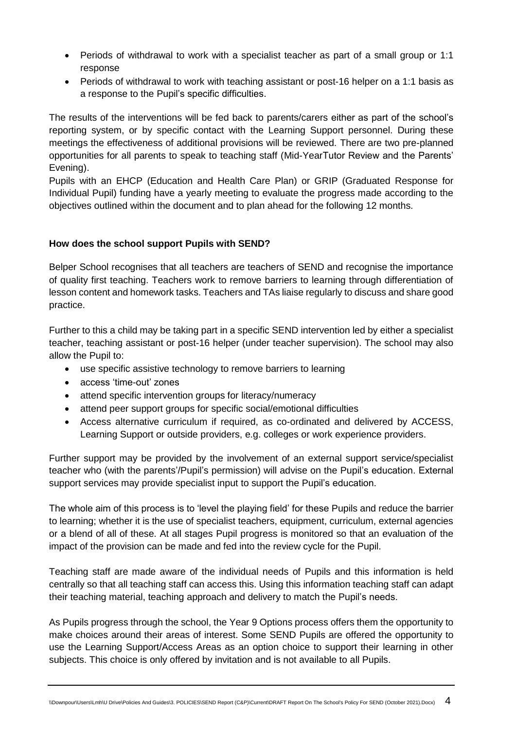- Periods of withdrawal to work with a specialist teacher as part of a small group or 1:1 response
- Periods of withdrawal to work with teaching assistant or post-16 helper on a 1:1 basis as a response to the Pupil's specific difficulties.

The results of the interventions will be fed back to parents/carers either as part of the school's reporting system, or by specific contact with the Learning Support personnel. During these meetings the effectiveness of additional provisions will be reviewed. There are two pre-planned opportunities for all parents to speak to teaching staff (Mid-YearTutor Review and the Parents' Evening).

Pupils with an EHCP (Education and Health Care Plan) or GRIP (Graduated Response for Individual Pupil) funding have a yearly meeting to evaluate the progress made according to the objectives outlined within the document and to plan ahead for the following 12 months.

**How does the school support Pupils with SEND?**

Belper School recognises that all teachers are teachers of SEND and recognise the importance of quality first teaching. Teachers work to remove barriers to learning through differentiation of lesson content and homework tasks. Teachers and TAs liaise regularly to discuss and share good practice.

Further to this a child may be taking part in a specific SEND intervention led by either a specialist teacher, teaching assistant or post-16 helper (under teacher supervision). The school may also allow the Pupil to:

- use specific assistive technology to remove barriers to learning
- access 'time-out' zones
- attend specific intervention groups for literacy/numeracy
- attend peer support groups for specific social/emotional difficulties
- Access alternative curriculum if required, as co-ordinated and delivered by ACCESS, Learning Support or outside providers, e.g. colleges or work experience providers.

Further support may be provided by the involvement of an external support service/specialist teacher who (with the parents'/Pupil's permission) will advise on the Pupil's education. External support services may provide specialist input to support the Pupil's education.

The whole aim of this process is to 'level the playing field' for these Pupils and reduce the barrier to learning; whether it is the use of specialist teachers, equipment, curriculum, external agencies or a blend of all of these. At all stages Pupil progress is monitored so that an evaluation of the impact of the provision can be made and fed into the review cycle for the Pupil.

Teaching staff are made aware of the individual needs of Pupils and this information is held centrally so that all teaching staff can access this. Using this information teaching staff can adapt their teaching material, teaching approach and delivery to match the Pupil's needs.

As Pupils progress through the school, the Year 9 Options process offers them the opportunity to make choices around their areas of interest. Some SEND Pupils are offered the opportunity to use the Learning Support/Access Areas as an option choice to support their learning in other subjects. This choice is only offered by invitation and is not available to all Pupils.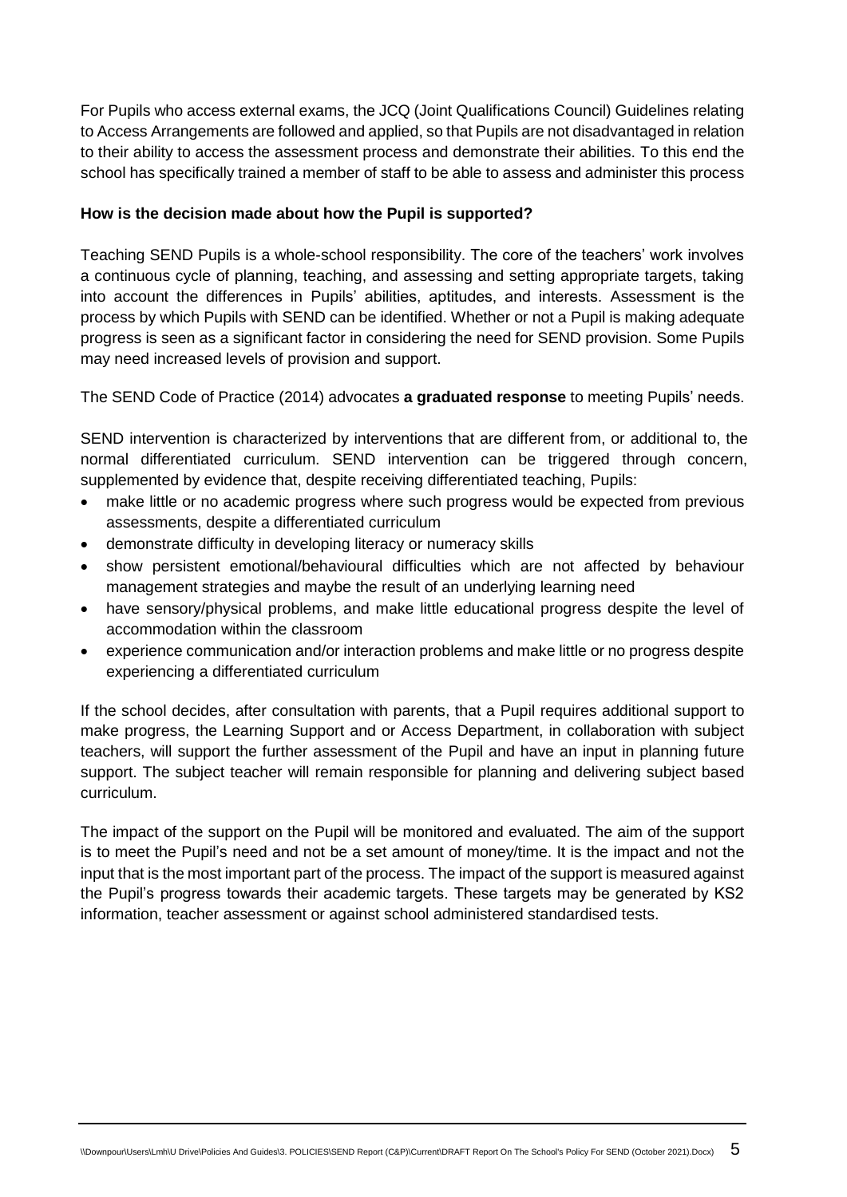For Pupils who access external exams, the JCQ (Joint Qualifications Council) Guidelines relating to Access Arrangements are followed and applied, so that Pupils are not disadvantaged in relation to their ability to access the assessment process and demonstrate their abilities. To this end the school has specifically trained a member of staff to be able to assess and administer this process

**How is the decision made about how the Pupil is supported?**

Teaching SEND Pupils is a whole-school responsibility. The core of the teachers' work involves a continuous cycle of planning, teaching, and assessing and setting appropriate targets, taking into account the differences in Pupils' abilities, aptitudes, and interests. Assessment is the process by which Pupils with SEND can be identified. Whether or not a Pupil is making adequate progress is seen as a significant factor in considering the need for SEND provision. Some Pupils may need increased levels of provision and support.

The SEND Code of Practice (2014) advocates **a graduated response** to meeting Pupils' needs.

SEND intervention is characterized by interventions that are different from, or additional to, the normal differentiated curriculum. SEND intervention can be triggered through concern, supplemented by evidence that, despite receiving differentiated teaching, Pupils:

- make little or no academic progress where such progress would be expected from previous assessments, despite a differentiated curriculum
- demonstrate difficulty in developing literacy or numeracy skills
- show persistent emotional/behavioural difficulties which are not affected by behaviour management strategies and maybe the result of an underlying learning need
- have sensory/physical problems, and make little educational progress despite the level of accommodation within the classroom
- experience communication and/or interaction problems and make little or no progress despite experiencing a differentiated curriculum

If the school decides, after consultation with parents, that a Pupil requires additional support to make progress, the Learning Support and or Access Department, in collaboration with subject teachers, will support the further assessment of the Pupil and have an input in planning future support. The subject teacher will remain responsible for planning and delivering subject based curriculum.

The impact of the support on the Pupil will be monitored and evaluated. The aim of the support is to meet the Pupil's need and not be a set amount of money/time. It is the impact and not the input that is the most important part of the process. The impact of the support is measured against the Pupil's progress towards their academic targets. These targets may be generated by KS2 information, teacher assessment or against school administered standardised tests.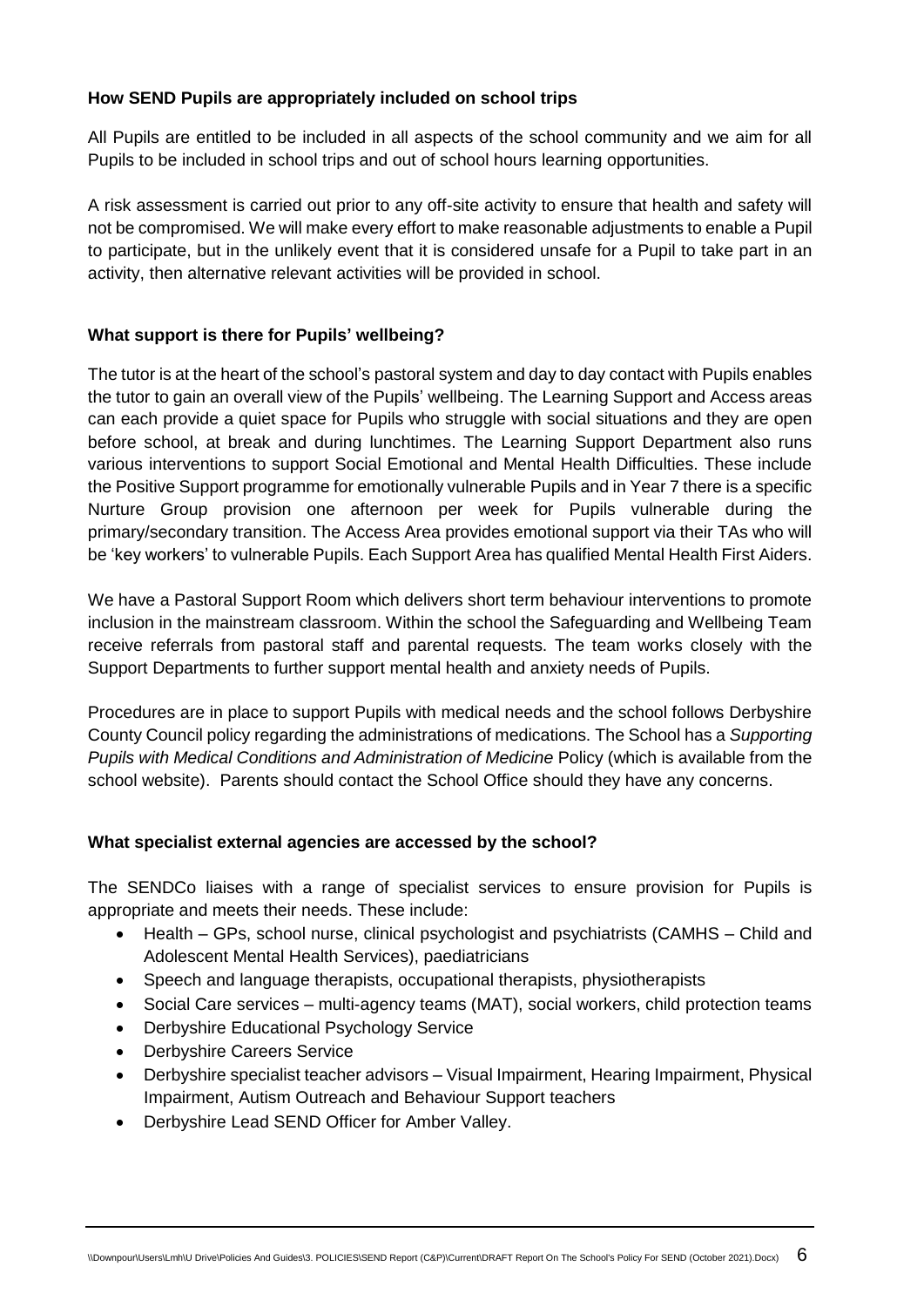**How SEND Pupils are appropriately included on school trips**

All Pupils are entitled to be included in all aspects of the school community and we aim for all Pupils to be included in school trips and out of school hours learning opportunities.

A risk assessment is carried out prior to any off-site activity to ensure that health and safety will not be compromised. We will make every effort to make reasonable adjustments to enable a Pupil to participate, but in the unlikely event that it is considered unsafe for a Pupil to take part in an activity, then alternative relevant activities will be provided in school.

**What support is there for Pupils' wellbeing?**

The tutor is at the heart of the school's pastoral system and day to day contact with Pupils enables the tutor to gain an overall view of the Pupils' wellbeing. The Learning Support and Access areas can each provide a quiet space for Pupils who struggle with social situations and they are open before school, at break and during lunchtimes. The Learning Support Department also runs various interventions to support Social Emotional and Mental Health Difficulties. These include the Positive Support programme for emotionally vulnerable Pupils and in Year 7 there is a specific Nurture Group provision one afternoon per week for Pupils vulnerable during the primary/secondary transition. The Access Area provides emotional support via their TAs who will be 'key workers' to vulnerable Pupils. Each Support Area has qualified Mental Health First Aiders.

We have a Pastoral Support Room which delivers short term behaviour interventions to promote inclusion in the mainstream classroom. Within the school the Safeguarding and Wellbeing Team receive referrals from pastoral staff and parental requests. The team works closely with the Support Departments to further support mental health and anxiety needs of Pupils.

Procedures are in place to support Pupils with medical needs and the school follows Derbyshire County Council policy regarding the administrations of medications. The School has a *Supporting Pupils with Medical Conditions and Administration of Medicine* Policy (which is available from the school website). Parents should contact the School Office should they have any concerns.

**What specialist external agencies are accessed by the school?**

The SENDCo liaises with a range of specialist services to ensure provision for Pupils is appropriate and meets their needs. These include:

- Health – GPs, school nurse, clinical psychologist and psychiatrists (CAMHS – Child and Adolescent Mental Health Services), paediatricians
- Speech and language therapists, occupational therapists, physiotherapists
- Social Care services – multi-agency teams (MAT), social workers, child protection teams
- Derbyshire Educational Psychology Service
- Derbyshire Careers Service
- Derbyshire specialist teacher advisors – Visual Impairment, Hearing Impairment, Physical Impairment, Autism Outreach and Behaviour Support teachers
- Derbyshire Lead SEND Officer for Amber Valley.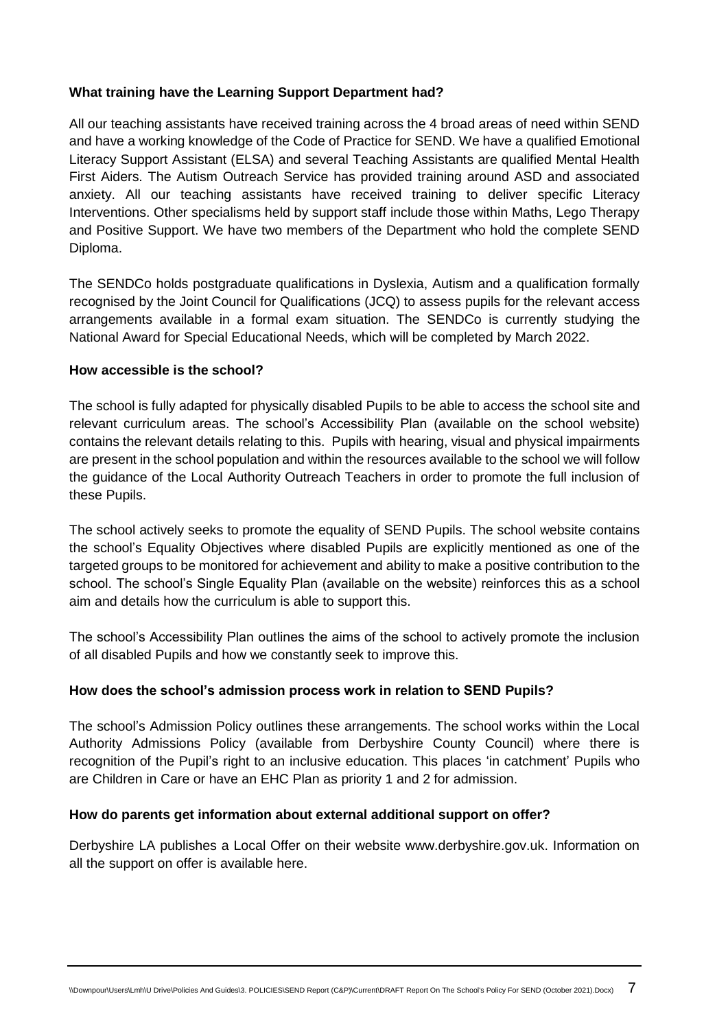**What training have the Learning Support Department had?**

All our teaching assistants have received training across the 4 broad areas of need within SEND and have a working knowledge of the Code of Practice for SEND. We have a qualified Emotional Literacy Support Assistant (ELSA) and several Teaching Assistants are qualified Mental Health First Aiders. The Autism Outreach Service has provided training around ASD and associated anxiety. All our teaching assistants have received training to deliver specific Literacy Interventions. Other specialisms held by support staff include those within Maths, Lego Therapy and Positive Support. We have two members of the Department who hold the complete SEND Diploma.

The SENDCo holds postgraduate qualifications in Dyslexia, Autism and a qualification formally recognised by the Joint Council for Qualifications (JCQ) to assess pupils for the relevant access arrangements available in a formal exam situation. The SENDCo is currently studying the National Award for Special Educational Needs, which will be completed by March 2022.

**How accessible is the school?**

The school is fully adapted for physically disabled Pupils to be able to access the school site and relevant curriculum areas. The school's Accessibility Plan (available on the school website) contains the relevant details relating to this. Pupils with hearing, visual and physical impairments are present in the school population and within the resources available to the school we will follow the guidance of the Local Authority Outreach Teachers in order to promote the full inclusion of these Pupils.

The school actively seeks to promote the equality of SEND Pupils. The school website contains the school's Equality Objectives where disabled Pupils are explicitly mentioned as one of the targeted groups to be monitored for achievement and ability to make a positive contribution to the school. The school's Single Equality Plan (available on the website) reinforces this as a school aim and details how the curriculum is able to support this.

The school's Accessibility Plan outlines the aims of the school to actively promote the inclusion of all disabled Pupils and how we constantly seek to improve this.

**How does the school's admission process work in relation to SEND Pupils?**

The school's Admission Policy outlines these arrangements. The school works within the Local Authority Admissions Policy (available from Derbyshire County Council) where there is recognition of the Pupil's right to an inclusive education. This places 'in catchment' Pupils who are Children in Care or have an EHC Plan as priority 1 and 2 for admission.

**How do parents get information about external additional support on offer?**

Derbyshire LA publishes a Local Offer on their website www.derbyshire.gov.uk. Information on all the support on offer is available here.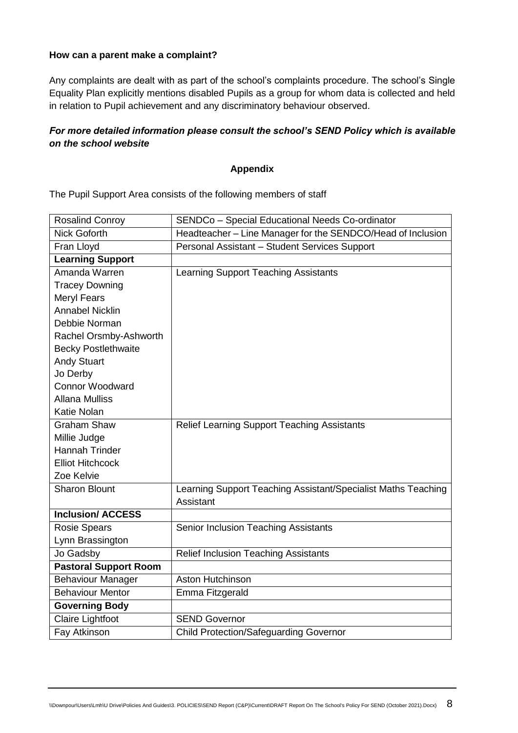**How can a parent make a complaint?**

Any complaints are dealt with as part of the school's complaints procedure. The school's Single Equality Plan explicitly mentions disabled Pupils as a group for whom data is collected and held in relation to Pupil achievement and any discriminatory behaviour observed.

***For more detailed information please consult the school's SEND Policy which is available on the school website***

**Appendix**

The Pupil Support Area consists of the following members of staff

| | |
|---|---|
| Rosalind Conroy | SENDCo – Special Educational Needs Co-ordinator |
| Nick Goforth | Headteacher – Line Manager for the SENDCO/Head of Inclusion |
| Fran Lloyd | Personal Assistant – Student Services Support |
| **Learning Support** | |
| Amanda Warren<br>Tracey Downing<br>Meryl Fears<br>Annabel Nicklin<br>Debbie Norman<br>Rachel Orsmby-Ashworth<br>Becky Postlethwaite<br>Andy Stuart<br>Jo Derby<br>Connor Woodward<br>Allana Mulliss<br>Katie Nolan | Learning Support Teaching Assistants |
| Graham Shaw<br>Millie Judge<br>Hannah Trinder<br>Elliot Hitchcock<br>Zoe Kelvie | Relief Learning Support Teaching Assistants |
| Sharon Blount | Learning Support Teaching Assistant/Specialist Maths Teaching Assistant |
| **Inclusion/ ACCESS** | |
| Rosie Spears<br>Lynn Brassington | Senior Inclusion Teaching Assistants |
| Jo Gadsby | Relief Inclusion Teaching Assistants |
| **Pastoral Support Room** | |
| Behaviour Manager | Aston Hutchinson |
| Behaviour Mentor | Emma Fitzgerald |
| **Governing Body** | |
| Claire Lightfoot | SEND Governor |
| Fay Atkinson | Child Protection/Safeguarding Governor |